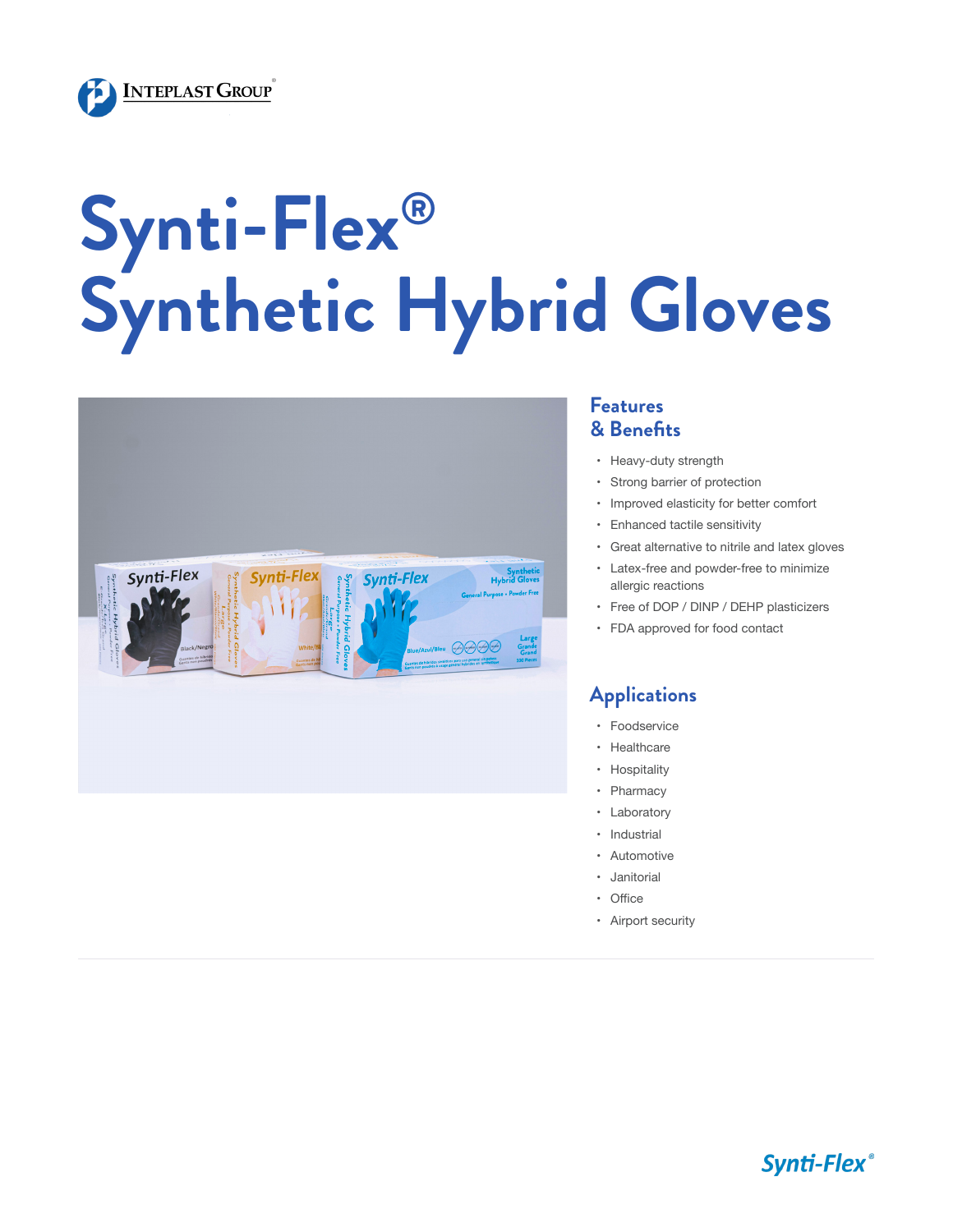# Synti-Flex® Synthetic Hybrid Gloves

## Features & Benefits

- Heavy-duty strength
- Strong barrier of protection
- Improved elasticity for better comfort
- Enhanced tactile sensitivity
- Great alternative to nitrile and latex gloves
- Latex-free and powder-free to minimize allergic reactions
- Free of DOP / DINP / DEHP plasticizers
- FDA approved for food contact

## Applications

- Foodservice
- Healthcare
- Hospitality
- Pharmacy
- Laboratory
- Industrial
- Automotive
- Janitorial
- Office
- Airport security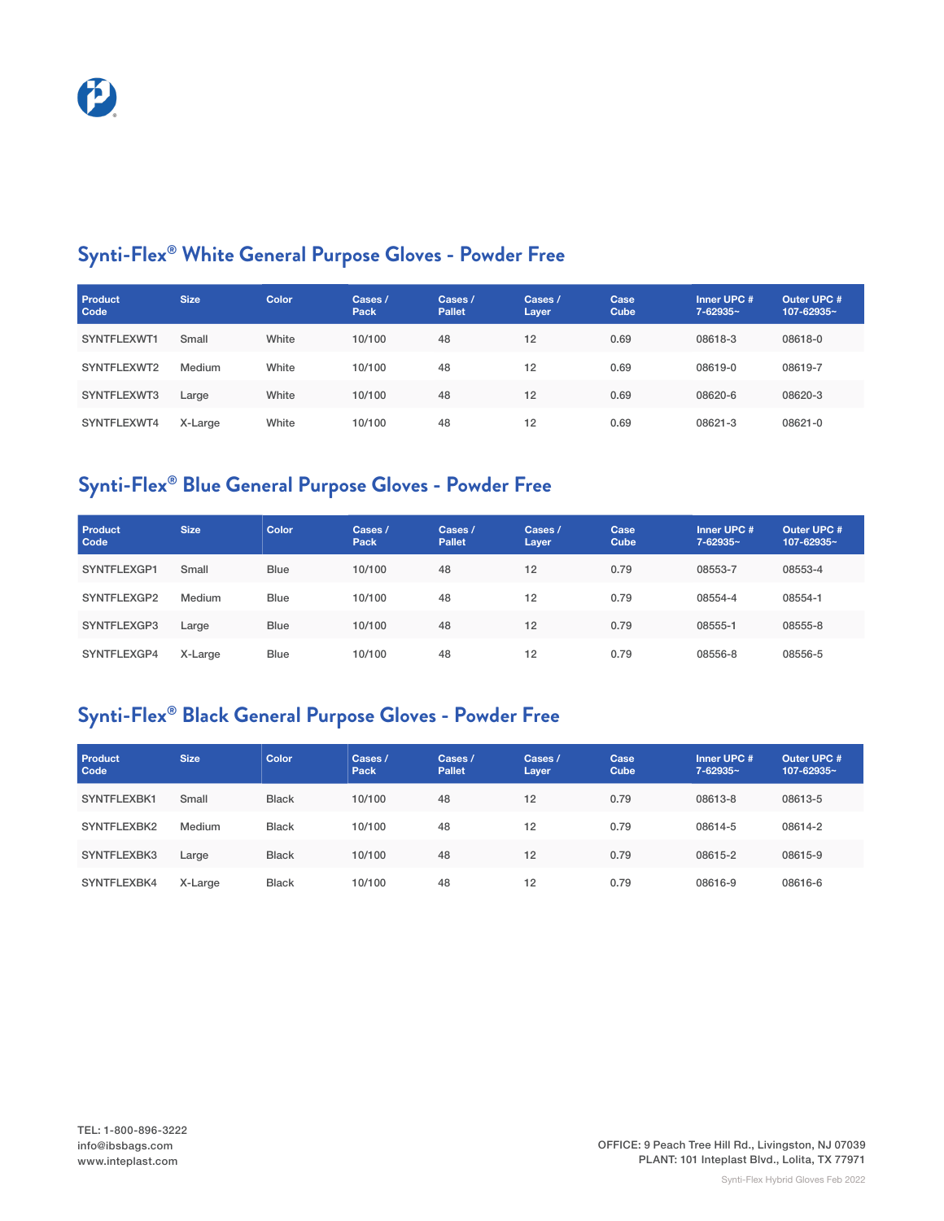## Synti-Flex® White General Purpose Gloves - Powder Free

| Product Code | Size | Color | Cases / Pack | Cases / Pallet | Cases / Layer | Case Cube | Inner UPC # 7-62935~ | Outer UPC # 107-62935~ |
|---|---|---|---|---|---|---|---|---|
| SYNTFLEXWT1 | Small | White | 10/100 | 48 | 12 | 0.69 | 08618-3 | 08618-0 |
| SYNTFLEXWT2 | Medium | White | 10/100 | 48 | 12 | 0.69 | 08619-0 | 08619-7 |
| SYNTFLEXWT3 | Large | White | 10/100 | 48 | 12 | 0.69 | 08620-6 | 08620-3 |
| SYNTFLEXWT4 | X-Large | White | 10/100 | 48 | 12 | 0.69 | 08621-3 | 08621-0 |

## Synti-Flex® Blue General Purpose Gloves - Powder Free

| Product Code | Size | Color | Cases / Pack | Cases / Pallet | Cases / Layer | Case Cube | Inner UPC # 7-62935~ | Outer UPC # 107-62935~ |
|---|---|---|---|---|---|---|---|---|
| SYNTFLEXGP1 | Small | Blue | 10/100 | 48 | 12 | 0.79 | 08553-7 | 08553-4 |
| SYNTFLEXGP2 | Medium | Blue | 10/100 | 48 | 12 | 0.79 | 08554-4 | 08554-1 |
| SYNTFLEXGP3 | Large | Blue | 10/100 | 48 | 12 | 0.79 | 08555-1 | 08555-8 |
| SYNTFLEXGP4 | X-Large | Blue | 10/100 | 48 | 12 | 0.79 | 08556-8 | 08556-5 |

## Synti-Flex® Black General Purpose Gloves - Powder Free

| Product Code | Size | Color | Cases / Pack | Cases / Pallet | Cases / Layer | Case Cube | Inner UPC # 7-62935~ | Outer UPC # 107-62935~ |
|---|---|---|---|---|---|---|---|---|
| SYNTFLEXBK1 | Small | Black | 10/100 | 48 | 12 | 0.79 | 08613-8 | 08613-5 |
| SYNTFLEXBK2 | Medium | Black | 10/100 | 48 | 12 | 0.79 | 08614-5 | 08614-2 |
| SYNTFLEXBK3 | Large | Black | 10/100 | 48 | 12 | 0.79 | 08615-2 | 08615-9 |
| SYNTFLEXBK4 | X-Large | Black | 10/100 | 48 | 12 | 0.79 | 08616-9 | 08616-6 |

TEL: 1-800-896-3222
info@ibsbags.com
www.inteplast.com

OFFICE: 9 Peach Tree Hill Rd., Livingston, NJ 07039
PLANT: 101 Inteplast Blvd., Lolita, TX 77971

Synti-Flex Hybrid Gloves Feb 2022